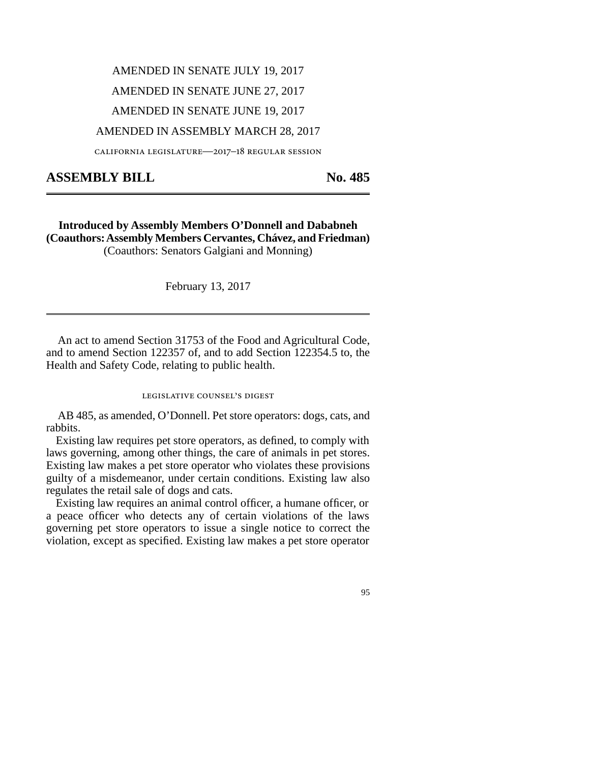AMENDED IN SENATE JULY 19, 2017

AMENDED IN SENATE JUNE 27, 2017

AMENDED IN SENATE JUNE 19, 2017

AMENDED IN ASSEMBLY MARCH 28, 2017

california legislature—2017–18 regular session

# ASSEMBLY BILL No. 485

**Introduced by Assembly Members O'Donnell and Dababneh**
**(Coauthors: Assembly Members Cervantes, Chávez, and Friedman)**
(Coauthors: Senators Galgiani and Monning)

February 13, 2017

An act to amend Section 31753 of the Food and Agricultural Code, and to amend Section 122357 of, and to add Section 122354.5 to, the Health and Safety Code, relating to public health.

## legislative counsel's digest

AB 485, as amended, O'Donnell. Pet store operators: dogs, cats, and rabbits.

Existing law requires pet store operators, as defined, to comply with laws governing, among other things, the care of animals in pet stores. Existing law makes a pet store operator who violates these provisions guilty of a misdemeanor, under certain conditions. Existing law also regulates the retail sale of dogs and cats.

Existing law requires an animal control officer, a humane officer, or a peace officer who detects any of certain violations of the laws governing pet store operators to issue a single notice to correct the violation, except as specified. Existing law makes a pet store operator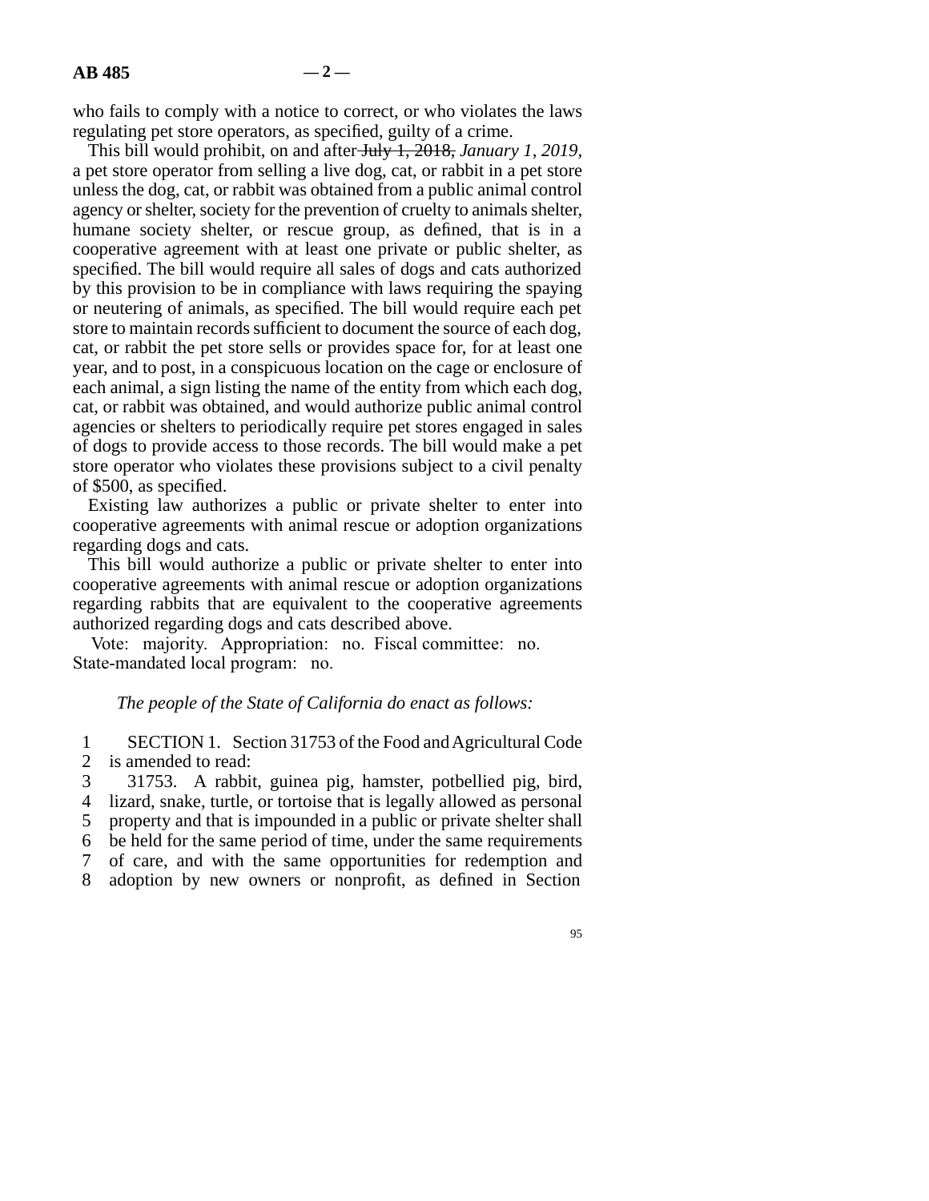who fails to comply with a notice to correct, or who violates the laws regulating pet store operators, as specified, guilty of a crime.

This bill would prohibit, on and after ~~July 1, 2018,~~ *January 1, 2019,* a pet store operator from selling a live dog, cat, or rabbit in a pet store unless the dog, cat, or rabbit was obtained from a public animal control agency or shelter, society for the prevention of cruelty to animals shelter, humane society shelter, or rescue group, as defined, that is in a cooperative agreement with at least one private or public shelter, as specified. The bill would require all sales of dogs and cats authorized by this provision to be in compliance with laws requiring the spaying or neutering of animals, as specified. The bill would require each pet store to maintain records sufficient to document the source of each dog, cat, or rabbit the pet store sells or provides space for, for at least one year, and to post, in a conspicuous location on the cage or enclosure of each animal, a sign listing the name of the entity from which each dog, cat, or rabbit was obtained, and would authorize public animal control agencies or shelters to periodically require pet stores engaged in sales of dogs to provide access to those records. The bill would make a pet store operator who violates these provisions subject to a civil penalty of $500, as specified.

Existing law authorizes a public or private shelter to enter into cooperative agreements with animal rescue or adoption organizations regarding dogs and cats.

This bill would authorize a public or private shelter to enter into cooperative agreements with animal rescue or adoption organizations regarding rabbits that are equivalent to the cooperative agreements authorized regarding dogs and cats described above.

Vote: majority. Appropriation: no. Fiscal committee: no. State-mandated local program: no.

*The people of the State of California do enact as follows:*

1 SECTION 1. Section 31753 of the Food and Agricultural Code
2 is amended to read:
3 31753. A rabbit, guinea pig, hamster, potbellied pig, bird,
4 lizard, snake, turtle, or tortoise that is legally allowed as personal
5 property and that is impounded in a public or private shelter shall
6 be held for the same period of time, under the same requirements
7 of care, and with the same opportunities for redemption and
8 adoption by new owners or nonprofit, as defined in Section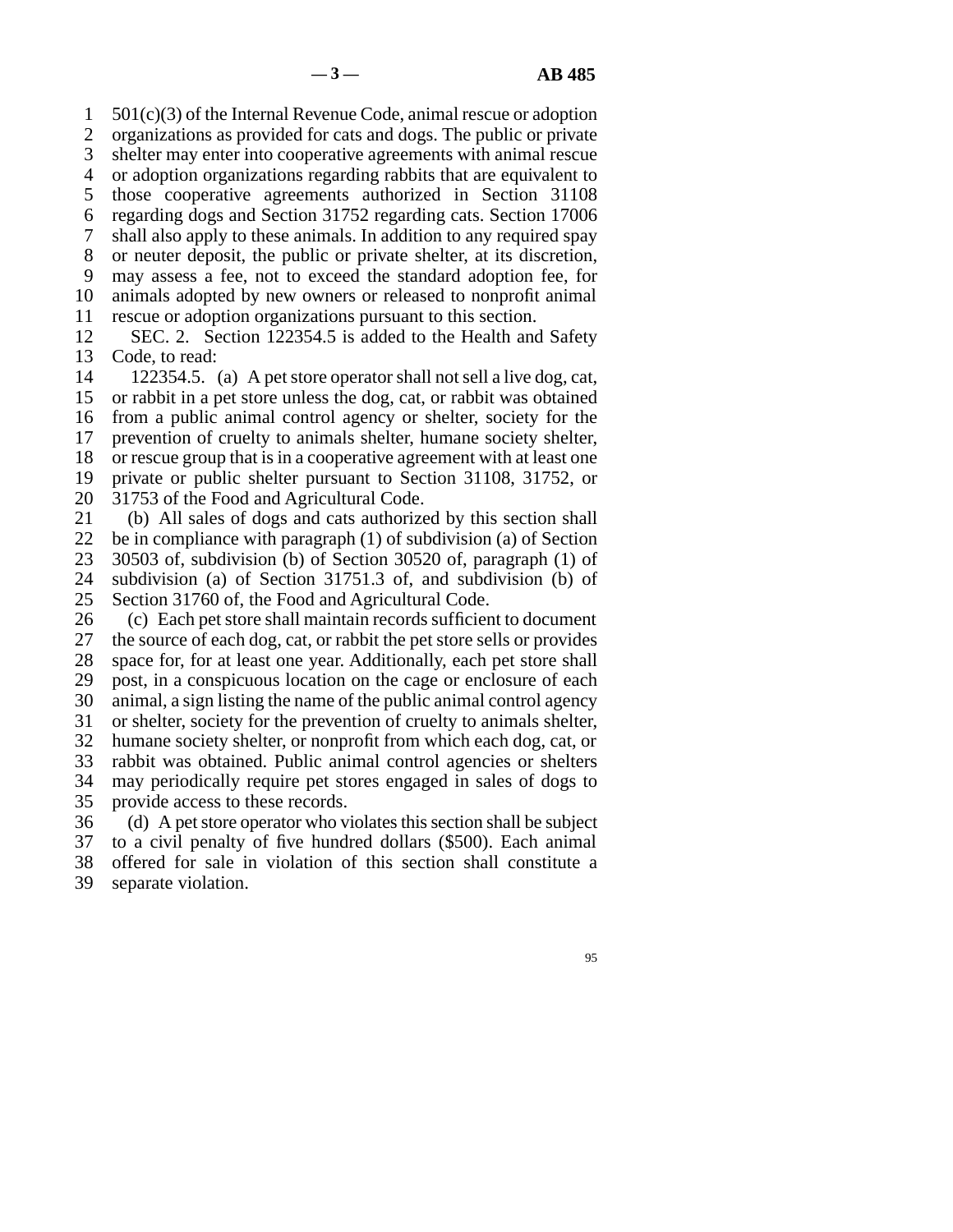501(c)(3) of the Internal Revenue Code, animal rescue or adoption organizations as provided for cats and dogs. The public or private shelter may enter into cooperative agreements with animal rescue or adoption organizations regarding rabbits that are equivalent to those cooperative agreements authorized in Section 31108 regarding dogs and Section 31752 regarding cats. Section 17006 shall also apply to these animals. In addition to any required spay or neuter deposit, the public or private shelter, at its discretion, may assess a fee, not to exceed the standard adoption fee, for animals adopted by new owners or released to nonprofit animal rescue or adoption organizations pursuant to this section.

SEC. 2. Section 122354.5 is added to the Health and Safety Code, to read:

122354.5. (a) A pet store operator shall not sell a live dog, cat, or rabbit in a pet store unless the dog, cat, or rabbit was obtained from a public animal control agency or shelter, society for the prevention of cruelty to animals shelter, humane society shelter, or rescue group that is in a cooperative agreement with at least one private or public shelter pursuant to Section 31108, 31752, or 31753 of the Food and Agricultural Code.

(b) All sales of dogs and cats authorized by this section shall be in compliance with paragraph (1) of subdivision (a) of Section 30503 of, subdivision (b) of Section 30520 of, paragraph (1) of subdivision (a) of Section 31751.3 of, and subdivision (b) of Section 31760 of, the Food and Agricultural Code.

(c) Each pet store shall maintain records sufficient to document the source of each dog, cat, or rabbit the pet store sells or provides space for, for at least one year. Additionally, each pet store shall post, in a conspicuous location on the cage or enclosure of each animal, a sign listing the name of the public animal control agency or shelter, society for the prevention of cruelty to animals shelter, humane society shelter, or nonprofit from which each dog, cat, or rabbit was obtained. Public animal control agencies or shelters may periodically require pet stores engaged in sales of dogs to provide access to these records.

(d) A pet store operator who violates this section shall be subject to a civil penalty of five hundred dollars ($500). Each animal offered for sale in violation of this section shall constitute a separate violation.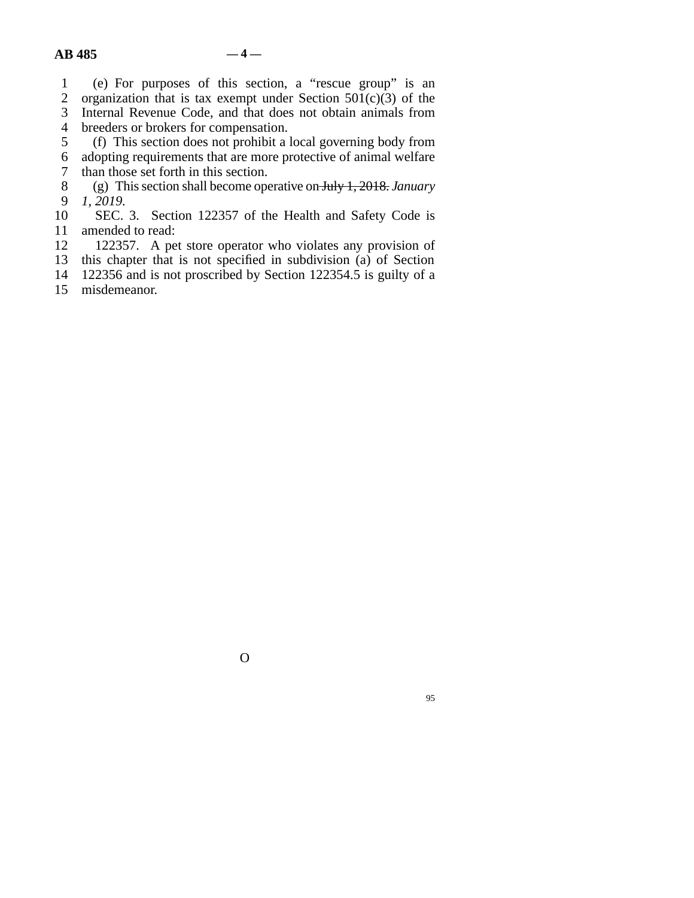(e) For purposes of this section, a "rescue group" is an organization that is tax exempt under Section 501(c)(3) of the Internal Revenue Code, and that does not obtain animals from breeders or brokers for compensation.

(f) This section does not prohibit a local governing body from adopting requirements that are more protective of animal welfare than those set forth in this section.

(g) This section shall become operative on ~~July 1, 2018.~~ *January 1, 2019.*

SEC. 3. Section 122357 of the Health and Safety Code is amended to read:

122357. A pet store operator who violates any provision of this chapter that is not specified in subdivision (a) of Section 122356 and is not proscribed by Section 122354.5 is guilty of a misdemeanor.

O